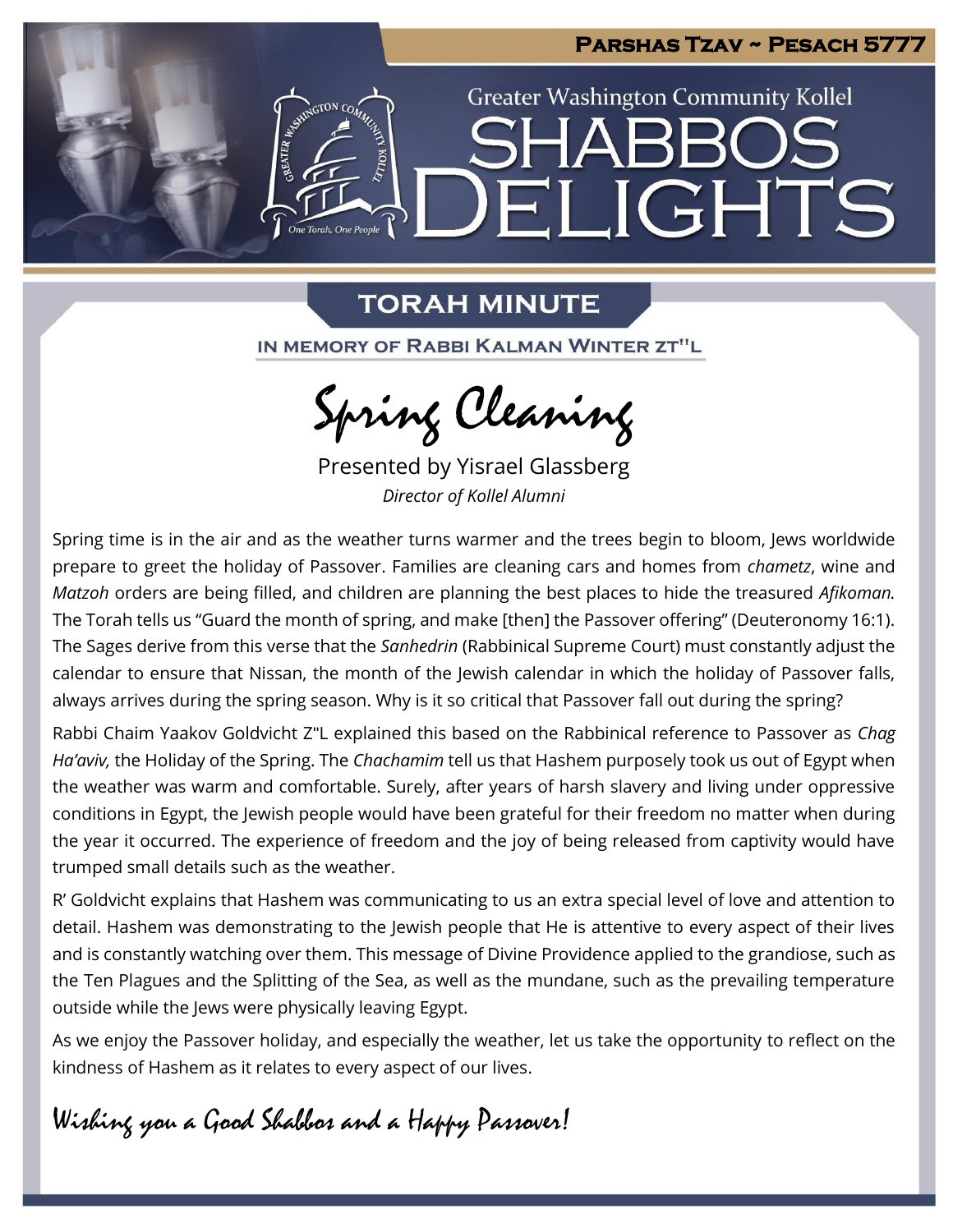**Parshas Tzav ~ Pesach 5777**

Greater Washington Community Kollel

# Shabbos Delights

## TORAH MINUTE

IN MEMORY OF RABBI KALMAN WINTER ZT"L

# Spring Cleaning

Presented by Yisrael Glassberg

*Director of Kollel Alumni*

Spring time is in the air and as the weather turns warmer and the trees begin to bloom, Jews worldwide prepare to greet the holiday of Passover. Families are cleaning cars and homes from *chametz*, wine and *Matzoh* orders are being filled, and children are planning the best places to hide the treasured *Afikoman.* The Torah tells us "Guard the month of spring, and make [then] the Passover offering" (Deuteronomy 16:1). The Sages derive from this verse that the *Sanhedrin* (Rabbinical Supreme Court) must constantly adjust the calendar to ensure that Nissan, the month of the Jewish calendar in which the holiday of Passover falls, always arrives during the spring season. Why is it so critical that Passover fall out during the spring?

Rabbi Chaim Yaakov Goldvicht Z"L explained this based on the Rabbinical reference to Passover as *Chag Ha'aviv,* the Holiday of the Spring. The *Chachamim* tell us that Hashem purposely took us out of Egypt when the weather was warm and comfortable. Surely, after years of harsh slavery and living under oppressive conditions in Egypt, the Jewish people would have been grateful for their freedom no matter when during the year it occurred. The experience of freedom and the joy of being released from captivity would have trumped small details such as the weather.

R' Goldvicht explains that Hashem was communicating to us an extra special level of love and attention to detail. Hashem was demonstrating to the Jewish people that He is attentive to every aspect of their lives and is constantly watching over them. This message of Divine Providence applied to the grandiose, such as the Ten Plagues and the Splitting of the Sea, as well as the mundane, such as the prevailing temperature outside while the Jews were physically leaving Egypt.

As we enjoy the Passover holiday, and especially the weather, let us take the opportunity to reflect on the kindness of Hashem as it relates to every aspect of our lives.

*Wishing you a Good Shabbos and a Happy Passover!*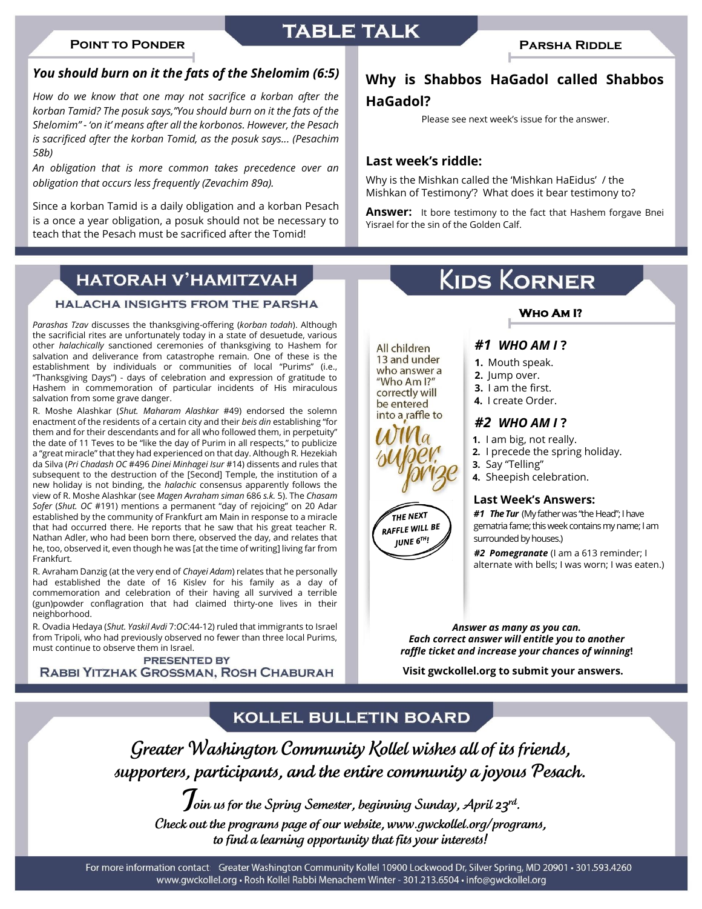# TABLE TALK

## Point to Ponder

***You should burn on it the fats of the Shelomim (6:5)***

*How do we know that one may not sacrifice a korban after the korban Tamid? The posuk says,"You should burn on it the fats of the Shelomim" - 'on it' means after all the korbonos. However, the Pesach is sacrificed after the korban Tomid, as the posuk says... (Pesachim 58b)*

*An obligation that is more common takes precedence over an obligation that occurs less frequently (Zevachim 89a).*

Since a korban Tamid is a daily obligation and a korban Pesach is a once a year obligation, a posuk should not be necessary to teach that the Pesach must be sacrificed after the Tomid!

## Parsha Riddle

**Why is Shabbos HaGadol called Shabbos HaGadol?**

Please see next week's issue for the answer.

**Last week's riddle:**

Why is the Mishkan called the 'Mishkan HaEidus' / the Mishkan of Testimony'? What does it bear testimony to?

**Answer:** It bore testimony to the fact that Hashem forgave Bnei Yisrael for the sin of the Golden Calf.

# HATORAH V'HAMITZVAH

## HALACHA INSIGHTS FROM THE PARSHA

*Parashas Tzav* discusses the thanksgiving-offering (*korban todah*). Although the sacrificial rites are unfortunately today in a state of desuetude, various other *halachically* sanctioned ceremonies of thanksgiving to Hashem for salvation and deliverance from catastrophe remain. One of these is the establishment by individuals or communities of local "Purims" (i.e., "Thanksgiving Days") - days of celebration and expression of gratitude to Hashem in commemoration of particular incidents of His miraculous salvation from some grave danger.

R. Moshe Alashkar (*Shut. Maharam Alashkar* #49) endorsed the solemn enactment of the residents of a certain city and their *beis din* establishing "for them and for their descendants and for all who followed them, in perpetuity" the date of 11 Teves to be "like the day of Purim in all respects," to publicize a "great miracle" that they had experienced on that day. Although R. Hezekiah da Silva (*Pri Chadash OC* #496 *Dinei Minhagei Isur* #14) dissents and rules that subsequent to the destruction of the [Second] Temple, the institution of a new holiday is not binding, the *halachic* consensus apparently follows the view of R. Moshe Alashkar (see *Magen Avraham siman* 686 *s.k.* 5). The *Chasam Sofer* (*Shut. OC* #191) mentions a permanent "day of rejoicing" on 20 Adar established by the community of Frankfurt am Main in response to a miracle that had occurred there. He reports that he saw that his great teacher R. Nathan Adler, who had been born there, observed the day, and relates that he, too, observed it, even though he was [at the time of writing] living far from Frankfurt.

R. Avraham Danzig (at the very end of *Chayei Adam*) relates that he personally had established the date of 16 Kislev for his family as a day of commemoration and celebration of their having all survived a terrible (gun)powder conflagration that had claimed thirty-one lives in their neighborhood.

R. Ovadia Hedaya (*Shut. Yaskil Avdi* 7:*OC*:44-12) ruled that immigrants to Israel from Tripoli, who had previously observed no fewer than three local Purims, must continue to observe them in Israel.

PRESENTED BY
RABBI YITZHAK GROSSMAN, ROSH CHABURAH

# Kids Korner

## Who Am I?

All children 13 and under who answer a "Who Am I?" correctly will be entered into a raffle to win a super prize

THE NEXT RAFFLE WILL BE JUNE 6TH!

### #1 WHO AM I ?

1. Mouth speak.
2. Jump over.
3. I am the first.
4. I create Order.

### #2 WHO AM I ?

1. I am big, not really.
2. I precede the spring holiday.
3. Say "Telling"
4. Sheepish celebration.

**Last Week's Answers:**

***#1 The Tur*** (My father was "the Head"; I have gematria fame; this week contains my name; I am surrounded by houses.)

***#2 Pomegranate*** (I am a 613 reminder; I alternate with bells; I was worn; I was eaten.)

***Answer as many as you can. Each correct answer will entitle you to another raffle ticket and increase your chances of winning!***

**Visit gwckollel.org to submit your answers.**

# KOLLEL BULLETIN BOARD

*Greater Washington Community Kollel wishes all of its friends, supporters, participants, and the entire community a joyous Pesach.*

*Join us for the Spring Semester, beginning Sunday, April 23rd.*

*Check out the programs page of our website, www.gwckollel.org/programs, to find a learning opportunity that fits your interests!*

For more information contact: Greater Washington Community Kollel 10900 Lockwood Dr, Silver Spring, MD 20901 • 301.593.4260
www.gwckollel.org • Rosh Kollel Rabbi Menachem Winter - 301.213.6504 • info@gwckollel.org